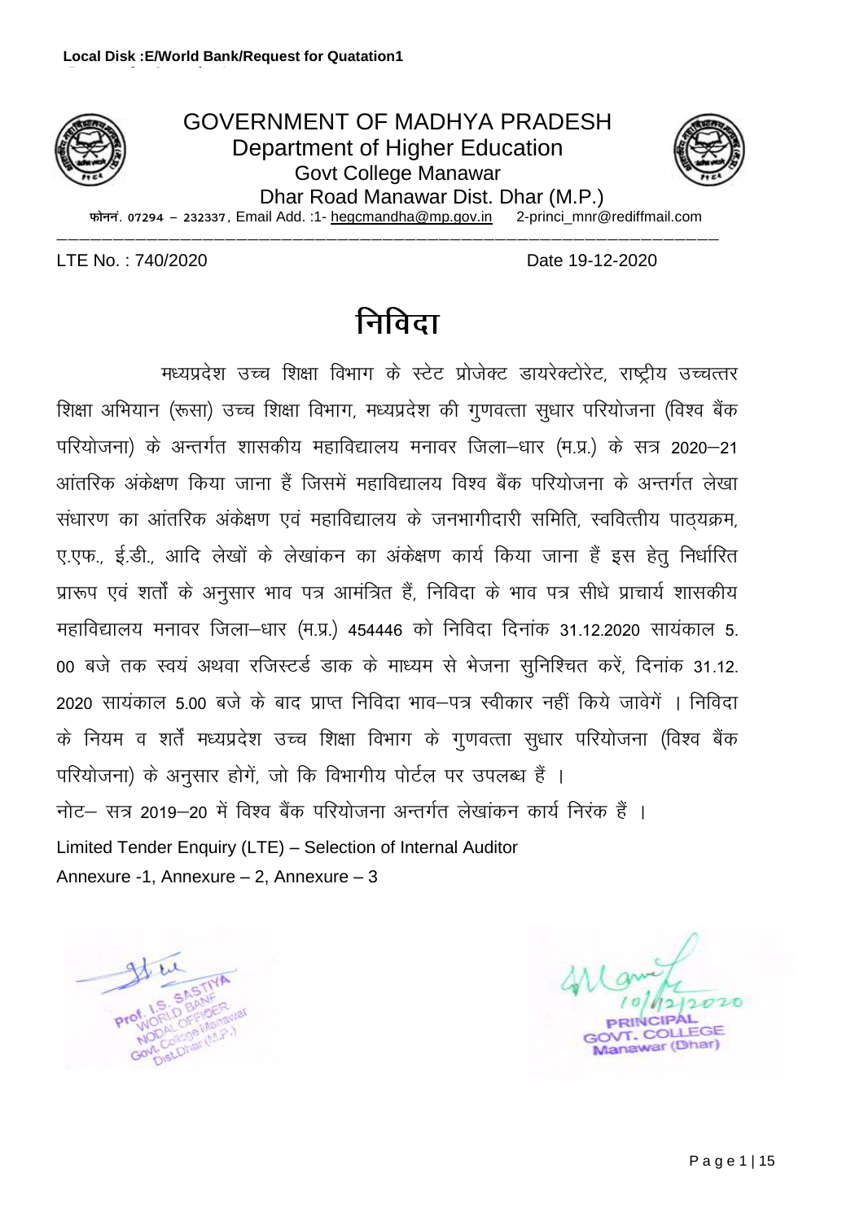**Local Disk :E/World Bank/Request for Quatation1**

GOVERNMENT OF MADHYA PRADESH
Department of Higher Education
Govt College Manawar
Dhar Road Manawar Dist. Dhar (M.P.)

फोनन. 07294 – 232337, Email Add. :1- hegcmandha@mp.gov.in 2-princi_mnr@rediffmail.com

---

LTE No. : 740/2020 Date 19-12-2020

# निविदा

मध्यप्रदेश उच्च शिक्षा विभाग के स्टेट प्रोजेक्ट डायरेक्टोरेट, राष्ट्रीय उच्चत्तर शिक्षा अभियान (रूसा) उच्च शिक्षा विभाग, मध्यप्रदेश की गुणवत्ता सुधार परियोजना (विश्व बैंक परियोजना) के अन्तर्गत शासकीय महाविद्यालय मनावर जिला–धार (म.प्र.) के सत्र 2020–21 आंतरिक अंकेक्षण किया जाना हैं जिसमें महाविद्यालय विश्व बैंक परियोजना के अन्तर्गत लेखा संधारण का आंतरिक अंकेक्षण एवं महाविद्यालय के जनभागीदारी समिति, स्ववित्तीय पाठ्यक्रम, ए.एफ., ई.डी., आदि लेखों के लेखांकन का अंकेक्षण कार्य किया जाना हैं इस हेतु निर्धारित प्रारूप एवं शर्तों के अनुसार भाव पत्र आमंत्रित हैं, निविदा के भाव पत्र सीधे प्राचार्य शासकीय महाविद्यालय मनावर जिला–धार (म.प्र.) 454446 को निविदा दिनांक 31.12.2020 सायंकाल 5. 00 बजे तक स्वयं अथवा रजिस्टर्ड डाक के माध्यम से भेजना सुनिश्चित करें, दिनांक 31.12. 2020 सायंकाल 5.00 बजे के बाद प्राप्त निविदा भाव–पत्र स्वीकार नहीं किये जावेगें । निविदा के नियम व शर्तें मध्यप्रदेश उच्च शिक्षा विभाग के गुणवत्ता सुधार परियोजना (विश्व बैंक परियोजना) के अनुसार होगें, जो कि विभागीय पोर्टल पर उपलब्ध हैं ।

नोट– सत्र 2019–20 में विश्व बैंक परियोजना अन्तर्गत लेखांकन कार्य निरंक हैं ।

Limited Tender Enquiry (LTE) – Selection of Internal Auditor

Annexure -1, Annexure – 2, Annexure – 3

Prof. I.S. SASTIYA
WORLD BANK
NODAL OFFICER
Govt College Manawar
Dist.Dhar (M.P.)

10/12/2020
PRINCIPAL
GOVT. COLLEGE
Manawar (Dhar)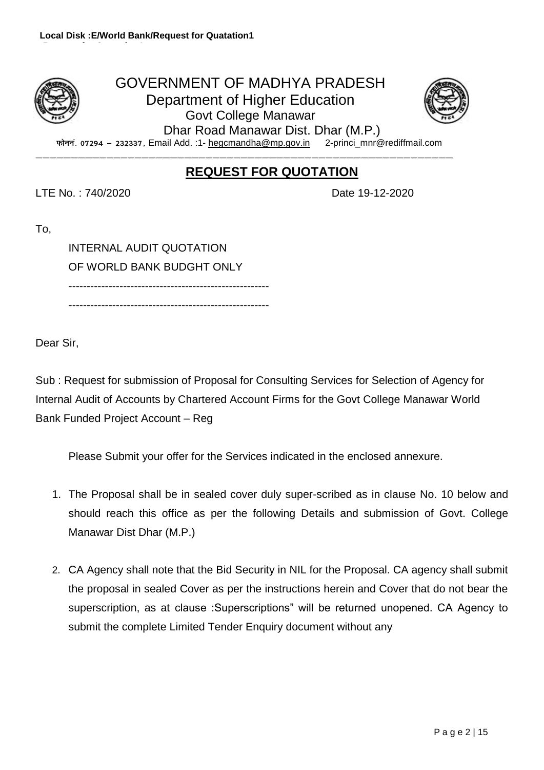Local Disk :E/World Bank/Request for Quatation1

# GOVERNMENT OF MADHYA PRADESH

## Department of Higher Education

### Govt College Manawar

Dhar Road Manawar Dist. Dhar (M.P.)

फोननं. 07294 – 232337, Email Add. :1- hegcmandha@mp.gov.in 2-princi_mnr@rediffmail.com

---

## **REQUEST FOR QUOTATION**

LTE No. : 740/2020 Date 19-12-2020

To,

INTERNAL AUDIT QUOTATION

OF WORLD BANK BUDGHT ONLY

-------------------------------------------------------

-------------------------------------------------------

Dear Sir,

Sub : Request for submission of Proposal for Consulting Services for Selection of Agency for Internal Audit of Accounts by Chartered Account Firms for the Govt College Manawar World Bank Funded Project Account – Reg

Please Submit your offer for the Services indicated in the enclosed annexure.

1. The Proposal shall be in sealed cover duly super-scribed as in clause No. 10 below and should reach this office as per the following Details and submission of Govt. College Manawar Dist Dhar (M.P.)

2. CA Agency shall note that the Bid Security in NIL for the Proposal. CA agency shall submit the proposal in sealed Cover as per the instructions herein and Cover that do not bear the superscription, as at clause :Superscriptions" will be returned unopened. CA Agency to submit the complete Limited Tender Enquiry document without any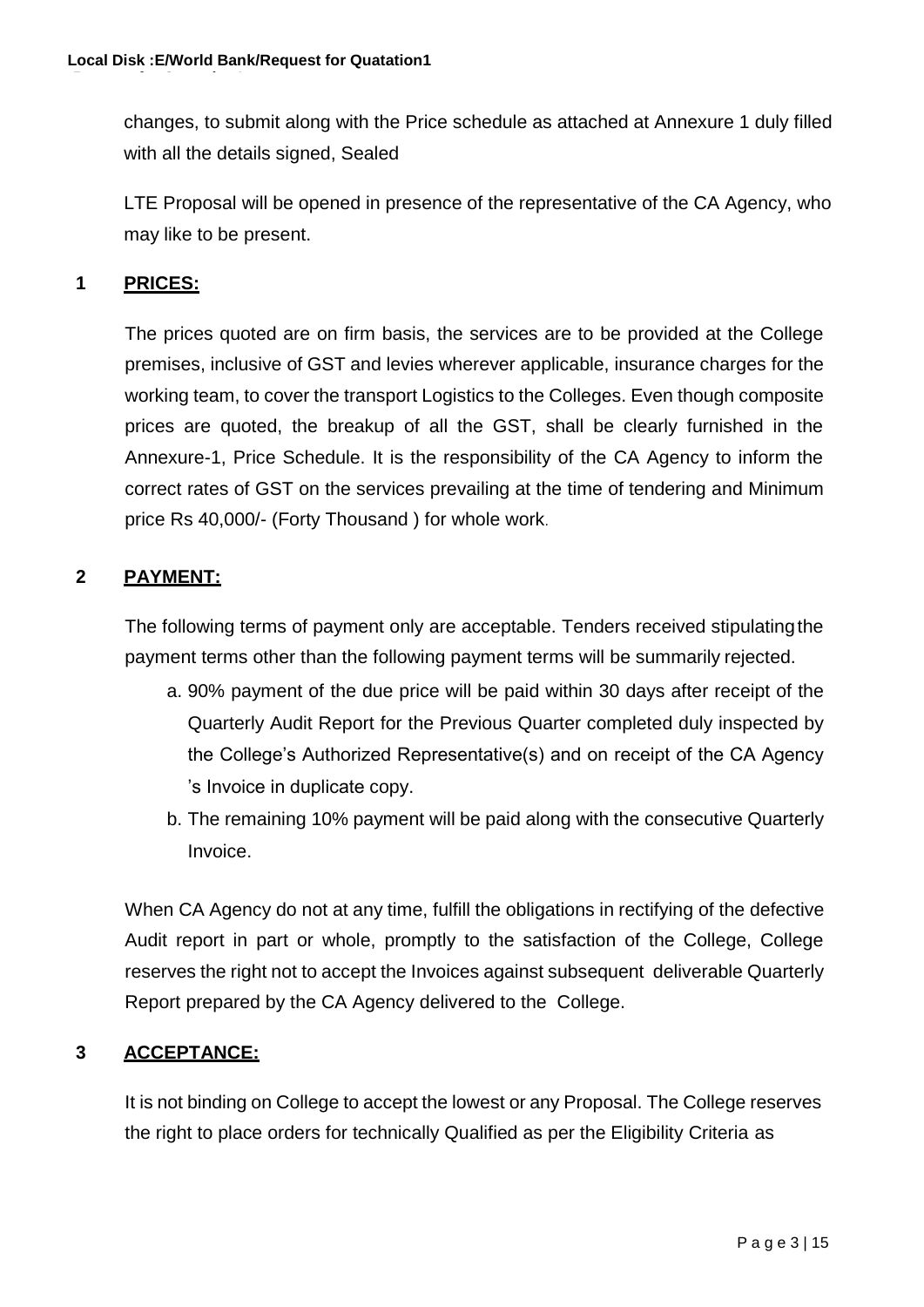changes, to submit along with the Price schedule as attached at Annexure 1 duly filled with all the details signed, Sealed

LTE Proposal will be opened in presence of the representative of the CA Agency, who may like to be present.

## 1 PRICES:

The prices quoted are on firm basis, the services are to be provided at the College premises, inclusive of GST and levies wherever applicable, insurance charges for the working team, to cover the transport Logistics to the Colleges. Even though composite prices are quoted, the breakup of all the GST, shall be clearly furnished in the Annexure-1, Price Schedule. It is the responsibility of the CA Agency to inform the correct rates of GST on the services prevailing at the time of tendering and Minimum price Rs 40,000/- (Forty Thousand ) for whole work.

## 2 PAYMENT:

The following terms of payment only are acceptable. Tenders received stipulating the payment terms other than the following payment terms will be summarily rejected.

a. 90% payment of the due price will be paid within 30 days after receipt of the Quarterly Audit Report for the Previous Quarter completed duly inspected by the College's Authorized Representative(s) and on receipt of the CA Agency 's Invoice in duplicate copy.
b. The remaining 10% payment will be paid along with the consecutive Quarterly Invoice.

When CA Agency do not at any time, fulfill the obligations in rectifying of the defective Audit report in part or whole, promptly to the satisfaction of the College, College reserves the right not to accept the Invoices against subsequent deliverable Quarterly Report prepared by the CA Agency delivered to the College.

## 3 ACCEPTANCE:

It is not binding on College to accept the lowest or any Proposal. The College reserves the right to place orders for technically Qualified as per the Eligibility Criteria as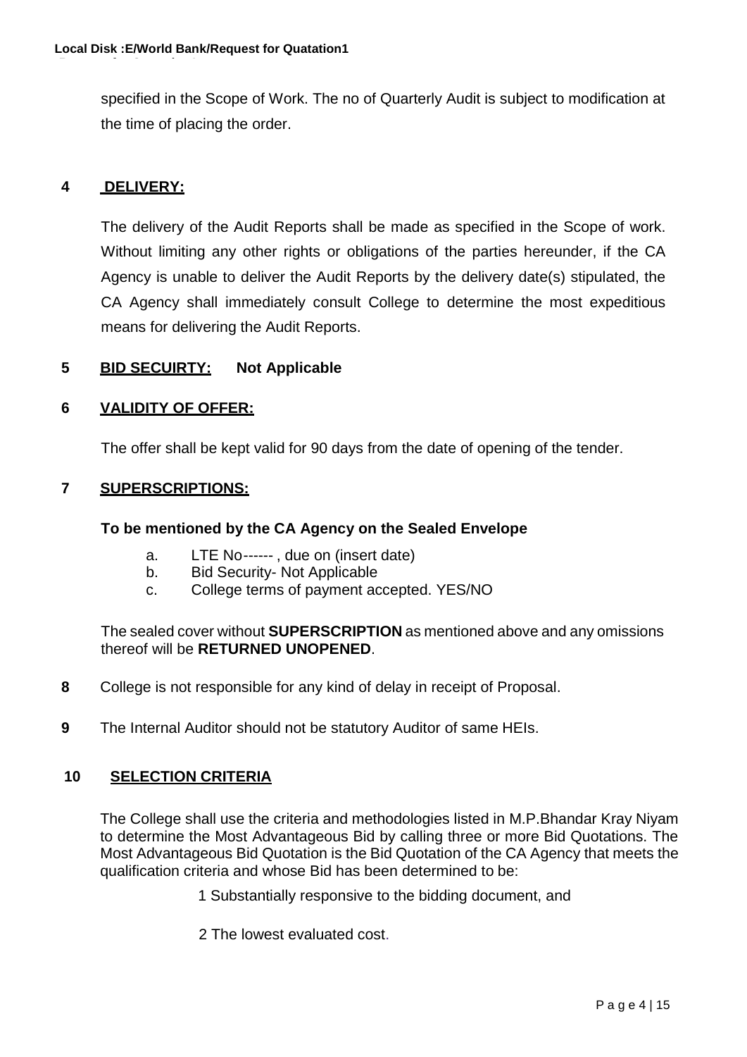specified in the Scope of Work. The no of Quarterly Audit is subject to modification at the time of placing the order.

## 4 DELIVERY:

The delivery of the Audit Reports shall be made as specified in the Scope of work. Without limiting any other rights or obligations of the parties hereunder, if the CA Agency is unable to deliver the Audit Reports by the delivery date(s) stipulated, the CA Agency shall immediately consult College to determine the most expeditious means for delivering the Audit Reports.

## 5 BID SECUIRTY: Not Applicable

## 6 VALIDITY OF OFFER:

The offer shall be kept valid for 90 days from the date of opening of the tender.

## 7 SUPERSCRIPTIONS:

**To be mentioned by the CA Agency on the Sealed Envelope**

a. LTE No------ , due on (insert date)
b. Bid Security- Not Applicable
c. College terms of payment accepted. YES/NO

The sealed cover without **SUPERSCRIPTION** as mentioned above and any omissions thereof will be **RETURNED UNOPENED**.

**8** College is not responsible for any kind of delay in receipt of Proposal.

**9** The Internal Auditor should not be statutory Auditor of same HEIs.

## 10 SELECTION CRITERIA

The College shall use the criteria and methodologies listed in M.P.Bhandar Kray Niyam to determine the Most Advantageous Bid by calling three or more Bid Quotations. The Most Advantageous Bid Quotation is the Bid Quotation of the CA Agency that meets the qualification criteria and whose Bid has been determined to be:

1 Substantially responsive to the bidding document, and

2 The lowest evaluated cost.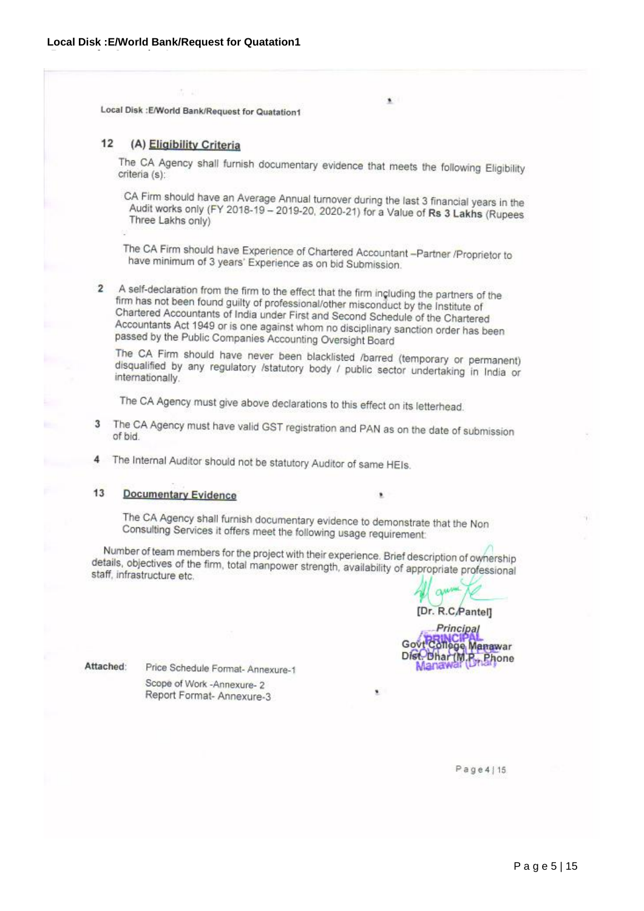## 12 (A) Eligibility Criteria

The CA Agency shall furnish documentary evidence that meets the following Eligibility criteria (s):

CA Firm should have an Average Annual turnover during the last 3 financial years in the Audit works only (FY 2018-19 – 2019-20, 2020-21) for a Value of **Rs 3 Lakhs** (Rupees Three Lakhs only)

The CA Firm should have Experience of Chartered Accountant –Partner /Proprietor to have minimum of 3 years' Experience as on bid Submission.

2. A self-declaration from the firm to the effect that the firm including the partners of the firm has not been found guilty of professional/other misconduct by the Institute of Chartered Accountants of India under First and Second Schedule of the Chartered Accountants Act 1949 or is one against whom no disciplinary sanction order has been passed by the Public Companies Accounting Oversight Board

   The CA Firm should have never been blacklisted /barred (temporary or permanent) disqualified by any regulatory /statutory body / public sector undertaking in India or internationally.

   The CA Agency must give above declarations to this effect on its letterhead.

3. The CA Agency must have valid GST registration and PAN as on the date of submission of bid.

4. The Internal Auditor should not be statutory Auditor of same HEIs.

## 13 Documentary Evidence

The CA Agency shall furnish documentary evidence to demonstrate that the Non Consulting Services it offers meet the following usage requirement:

Number of team members for the project with their experience. Brief description of ownership details, objectives of the firm, total manpower strength, availability of appropriate professional staff, infrastructure etc.

[Dr. R.C.Pantel]
Principal
Govt College Manawar
Dist. Dhar (M.P.) Phone

Attached: Price Schedule Format- Annexure-1
Scope of Work -Annexure- 2
Report Format- Annexure-3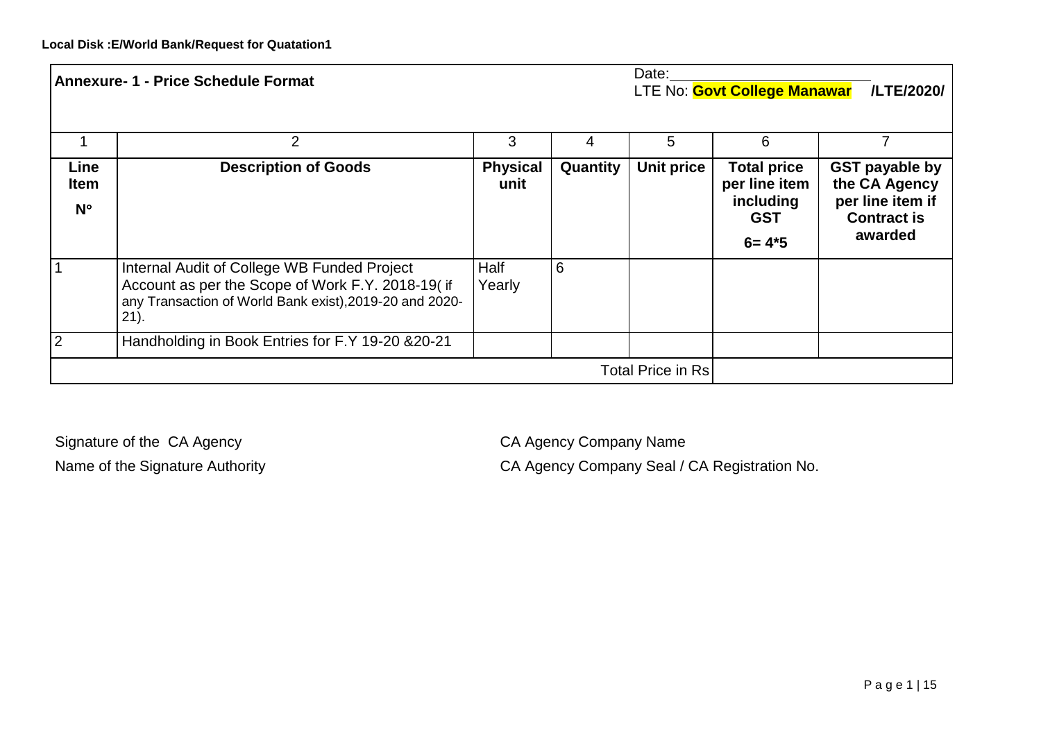**Local Disk :E/World Bank/Request for Quatation1**

| **Annexure- 1 - Price Schedule Format** | | | | Date:\_\_\_\_\_\_\_\_\_\_\_\_\_\_\_\_\_\_\_\_\_\_\_\_ LTE No: **Govt College Manawar** **/LTE/2020/** | | |
|---|---|---|---|---|---|---|
| 1 | 2 | 3 | 4 | 5 | 6 | 7 |
| **Line Item N°** | **Description of Goods** | **Physical unit** | **Quantity** | **Unit price** | **Total price per line item including GST 6= 4*5** | **GST payable by the CA Agency per line item if Contract is awarded** |
| 1 | Internal Audit of College WB Funded Project Account as per the Scope of Work F.Y. 2018-19( if any Transaction of World Bank exist),2019-20 and 2020-21). | Half Yearly | 6 | | | |
| 2 | Handholding in Book Entries for F.Y 19-20 &20-21 | | | | | |
| | | | | Total Price in Rs | | |

Signature of the CA Agency

Name of the Signature Authority

CA Agency Company Name

CA Agency Company Seal / CA Registration No.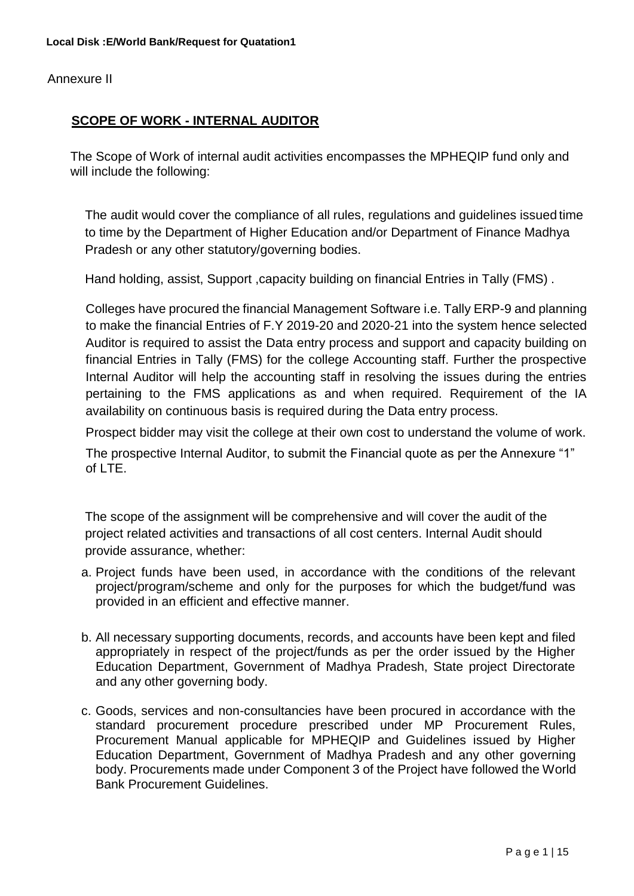Annexure II

## SCOPE OF WORK - INTERNAL AUDITOR

The Scope of Work of internal audit activities encompasses the MPHEQIP fund only and will include the following:

The audit would cover the compliance of all rules, regulations and guidelines issued time to time by the Department of Higher Education and/or Department of Finance Madhya Pradesh or any other statutory/governing bodies.

Hand holding, assist, Support ,capacity building on financial Entries in Tally (FMS) .

Colleges have procured the financial Management Software i.e. Tally ERP-9 and planning to make the financial Entries of F.Y 2019-20 and 2020-21 into the system hence selected Auditor is required to assist the Data entry process and support and capacity building on financial Entries in Tally (FMS) for the college Accounting staff. Further the prospective Internal Auditor will help the accounting staff in resolving the issues during the entries pertaining to the FMS applications as and when required. Requirement of the IA availability on continuous basis is required during the Data entry process.

Prospect bidder may visit the college at their own cost to understand the volume of work.

The prospective Internal Auditor, to submit the Financial quote as per the Annexure "1" of LTE.

The scope of the assignment will be comprehensive and will cover the audit of the project related activities and transactions of all cost centers. Internal Audit should provide assurance, whether:

a. Project funds have been used, in accordance with the conditions of the relevant project/program/scheme and only for the purposes for which the budget/fund was provided in an efficient and effective manner.

b. All necessary supporting documents, records, and accounts have been kept and filed appropriately in respect of the project/funds as per the order issued by the Higher Education Department, Government of Madhya Pradesh, State project Directorate and any other governing body.

c. Goods, services and non-consultancies have been procured in accordance with the standard procurement procedure prescribed under MP Procurement Rules, Procurement Manual applicable for MPHEQIP and Guidelines issued by Higher Education Department, Government of Madhya Pradesh and any other governing body. Procurements made under Component 3 of the Project have followed the World Bank Procurement Guidelines.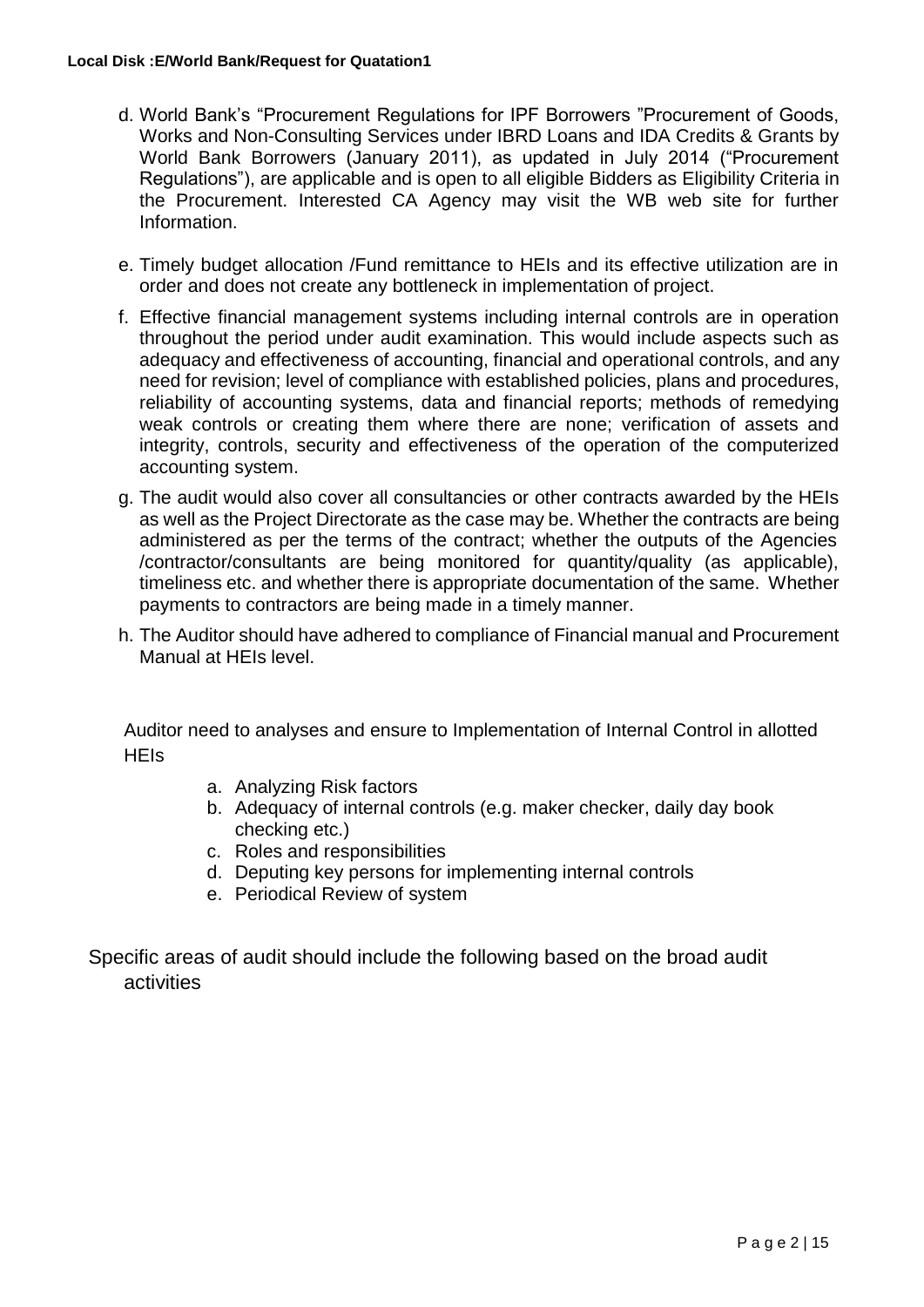d. World Bank's "Procurement Regulations for IPF Borrowers "Procurement of Goods, Works and Non-Consulting Services under IBRD Loans and IDA Credits & Grants by World Bank Borrowers (January 2011), as updated in July 2014 ("Procurement Regulations"), are applicable and is open to all eligible Bidders as Eligibility Criteria in the Procurement. Interested CA Agency may visit the WB web site for further Information.

e. Timely budget allocation /Fund remittance to HEIs and its effective utilization are in order and does not create any bottleneck in implementation of project.

f. Effective financial management systems including internal controls are in operation throughout the period under audit examination. This would include aspects such as adequacy and effectiveness of accounting, financial and operational controls, and any need for revision; level of compliance with established policies, plans and procedures, reliability of accounting systems, data and financial reports; methods of remedying weak controls or creating them where there are none; verification of assets and integrity, controls, security and effectiveness of the operation of the computerized accounting system.

g. The audit would also cover all consultancies or other contracts awarded by the HEIs as well as the Project Directorate as the case may be. Whether the contracts are being administered as per the terms of the contract; whether the outputs of the Agencies /contractor/consultants are being monitored for quantity/quality (as applicable), timeliness etc. and whether there is appropriate documentation of the same. Whether payments to contractors are being made in a timely manner.

h. The Auditor should have adhered to compliance of Financial manual and Procurement Manual at HEIs level.

Auditor need to analyses and ensure to Implementation of Internal Control in allotted HEIs

a. Analyzing Risk factors
b. Adequacy of internal controls (e.g. maker checker, daily day book checking etc.)
c. Roles and responsibilities
d. Deputing key persons for implementing internal controls
e. Periodical Review of system

Specific areas of audit should include the following based on the broad audit activities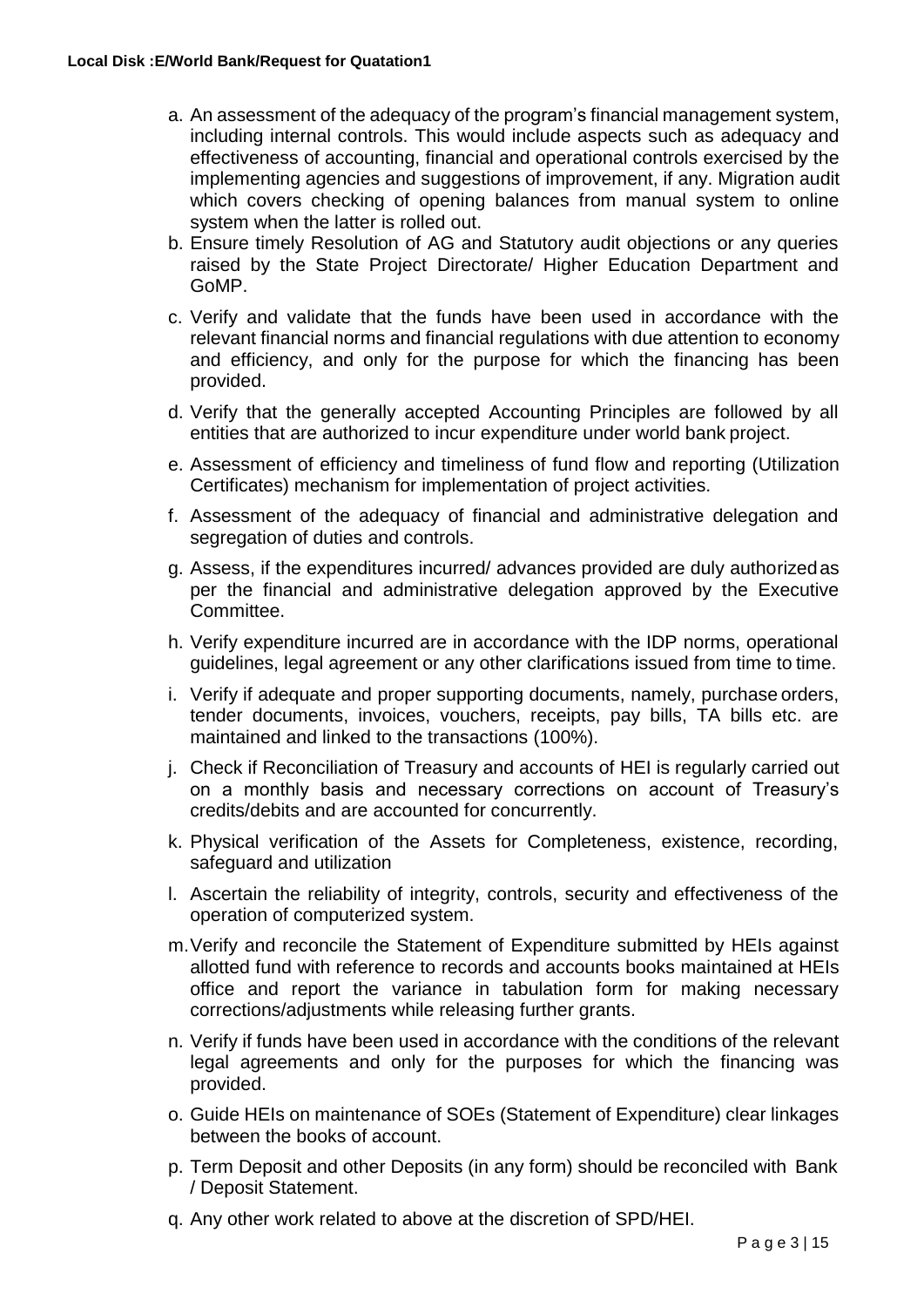a. An assessment of the adequacy of the program's financial management system, including internal controls. This would include aspects such as adequacy and effectiveness of accounting, financial and operational controls exercised by the implementing agencies and suggestions of improvement, if any. Migration audit which covers checking of opening balances from manual system to online system when the latter is rolled out.
b. Ensure timely Resolution of AG and Statutory audit objections or any queries raised by the State Project Directorate/ Higher Education Department and GoMP.
c. Verify and validate that the funds have been used in accordance with the relevant financial norms and financial regulations with due attention to economy and efficiency, and only for the purpose for which the financing has been provided.
d. Verify that the generally accepted Accounting Principles are followed by all entities that are authorized to incur expenditure under world bank project.
e. Assessment of efficiency and timeliness of fund flow and reporting (Utilization Certificates) mechanism for implementation of project activities.
f. Assessment of the adequacy of financial and administrative delegation and segregation of duties and controls.
g. Assess, if the expenditures incurred/ advances provided are duly authorized as per the financial and administrative delegation approved by the Executive Committee.
h. Verify expenditure incurred are in accordance with the IDP norms, operational guidelines, legal agreement or any other clarifications issued from time to time.
i. Verify if adequate and proper supporting documents, namely, purchase orders, tender documents, invoices, vouchers, receipts, pay bills, TA bills etc. are maintained and linked to the transactions (100%).
j. Check if Reconciliation of Treasury and accounts of HEI is regularly carried out on a monthly basis and necessary corrections on account of Treasury's credits/debits and are accounted for concurrently.
k. Physical verification of the Assets for Completeness, existence, recording, safeguard and utilization
l. Ascertain the reliability of integrity, controls, security and effectiveness of the operation of computerized system.
m. Verify and reconcile the Statement of Expenditure submitted by HEIs against allotted fund with reference to records and accounts books maintained at HEIs office and report the variance in tabulation form for making necessary corrections/adjustments while releasing further grants.
n. Verify if funds have been used in accordance with the conditions of the relevant legal agreements and only for the purposes for which the financing was provided.
o. Guide HEIs on maintenance of SOEs (Statement of Expenditure) clear linkages between the books of account.
p. Term Deposit and other Deposits (in any form) should be reconciled with Bank / Deposit Statement.
q. Any other work related to above at the discretion of SPD/HEI.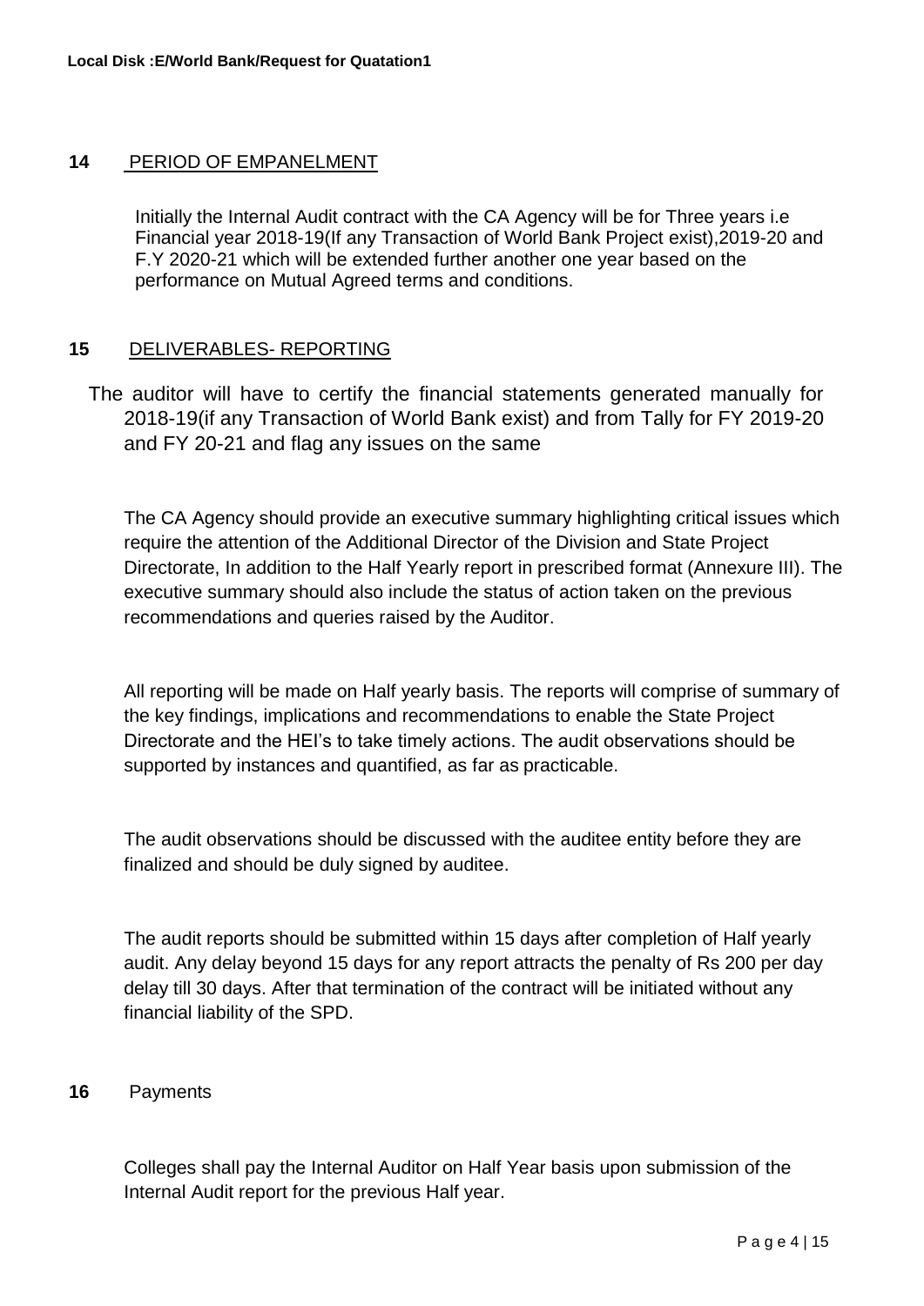## 14 PERIOD OF EMPANELMENT

Initially the Internal Audit contract with the CA Agency will be for Three years i.e Financial year 2018-19(If any Transaction of World Bank Project exist),2019-20 and F.Y 2020-21 which will be extended further another one year based on the performance on Mutual Agreed terms and conditions.

## 15 DELIVERABLES- REPORTING

The auditor will have to certify the financial statements generated manually for 2018-19(if any Transaction of World Bank exist) and from Tally for FY 2019-20 and FY 20-21 and flag any issues on the same

The CA Agency should provide an executive summary highlighting critical issues which require the attention of the Additional Director of the Division and State Project Directorate, In addition to the Half Yearly report in prescribed format (Annexure III). The executive summary should also include the status of action taken on the previous recommendations and queries raised by the Auditor.

All reporting will be made on Half yearly basis. The reports will comprise of summary of the key findings, implications and recommendations to enable the State Project Directorate and the HEI's to take timely actions. The audit observations should be supported by instances and quantified, as far as practicable.

The audit observations should be discussed with the auditee entity before they are finalized and should be duly signed by auditee.

The audit reports should be submitted within 15 days after completion of Half yearly audit. Any delay beyond 15 days for any report attracts the penalty of Rs 200 per day delay till 30 days. After that termination of the contract will be initiated without any financial liability of the SPD.

## 16 Payments

Colleges shall pay the Internal Auditor on Half Year basis upon submission of the Internal Audit report for the previous Half year.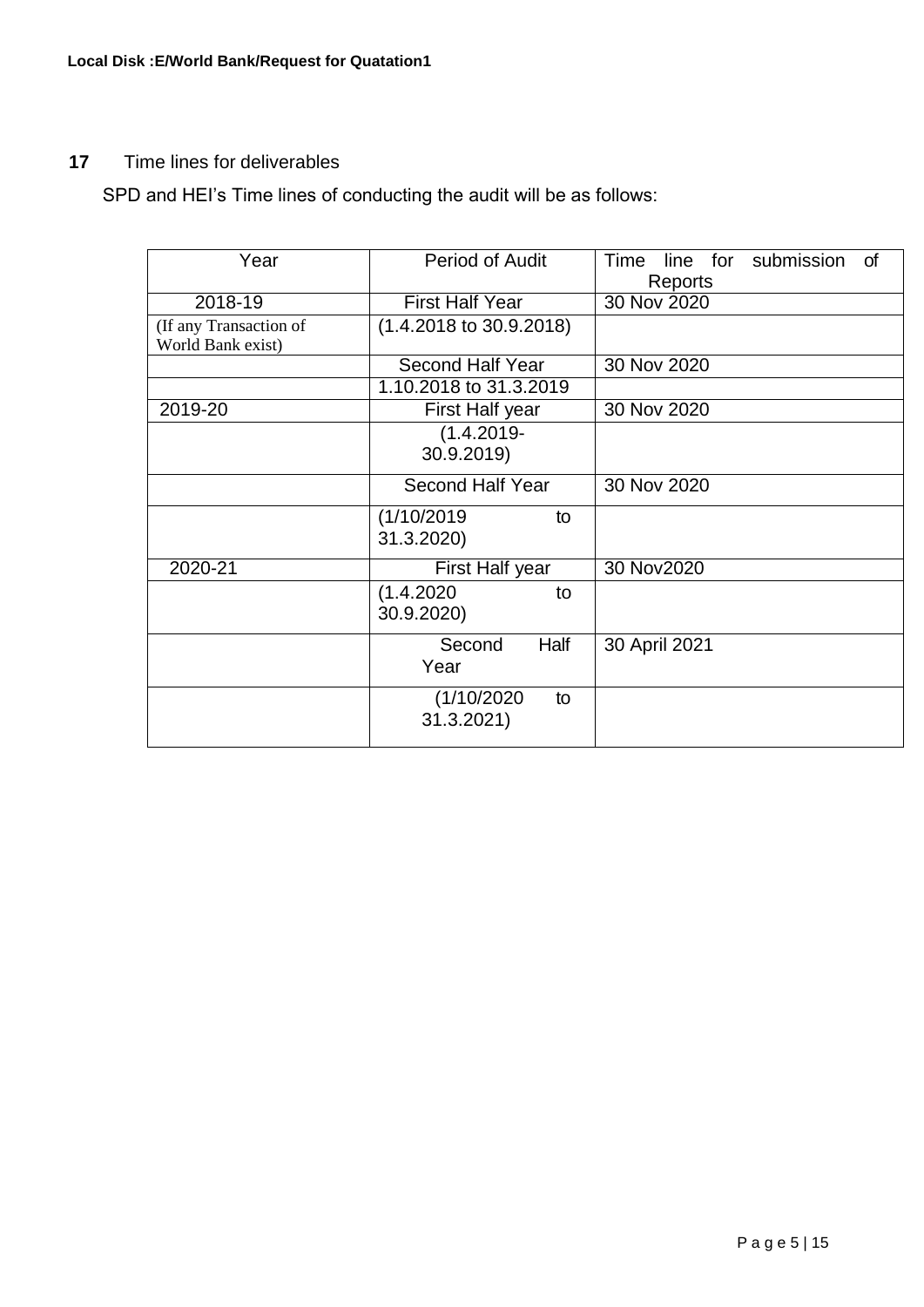**17** Time lines for deliverables

SPD and HEI's Time lines of conducting the audit will be as follows:

| Year | Period of Audit | Time line for submission of Reports |
|---|---|---|
| 2018-19 | First Half Year | 30 Nov 2020 |
| (If any Transaction of World Bank exist) | (1.4.2018 to 30.9.2018) | |
| | Second Half Year | 30 Nov 2020 |
| | 1.10.2018 to 31.3.2019 | |
| 2019-20 | First Half year | 30 Nov 2020 |
| | (1.4.2019- 30.9.2019) | |
| | Second Half Year | 30 Nov 2020 |
| | (1/10/2019 to 31.3.2020) | |
| 2020-21 | First Half year | 30 Nov2020 |
| | (1.4.2020 to 30.9.2020) | |
| | Second Half Year | 30 April 2021 |
| | (1/10/2020 to 31.3.2021) | |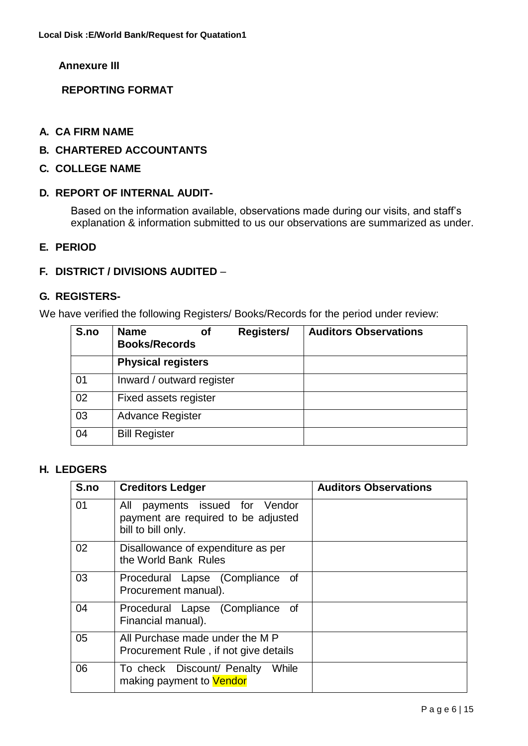**Annexure III**

**REPORTING FORMAT**

**A. CA FIRM NAME**

**B. CHARTERED ACCOUNTANTS**

**C. COLLEGE NAME**

**D. REPORT OF INTERNAL AUDIT-**

Based on the information available, observations made during our visits, and staff's explanation & information submitted to us our observations are summarized as under.

**E. PERIOD**

**F. DISTRICT / DIVISIONS AUDITED** –

**G. REGISTERS-**

We have verified the following Registers/ Books/Records for the period under review:

| S.no | Name of Registers/ Books/Records | Auditors Observations |
|---|---|---|
| | **Physical registers** | |
| 01 | Inward / outward register | |
| 02 | Fixed assets register | |
| 03 | Advance Register | |
| 04 | Bill Register | |

**H. LEDGERS**

| S.no | Creditors Ledger | Auditors Observations |
|---|---|---|
| 01 | All payments issued for Vendor payment are required to be adjusted bill to bill only. | |
| 02 | Disallowance of expenditure as per the World Bank Rules | |
| 03 | Procedural Lapse (Compliance of Procurement manual). | |
| 04 | Procedural Lapse (Compliance of Financial manual). | |
| 05 | All Purchase made under the M P Procurement Rule , if not give details | |
| 06 | To check Discount/ Penalty While making payment to Vendor | |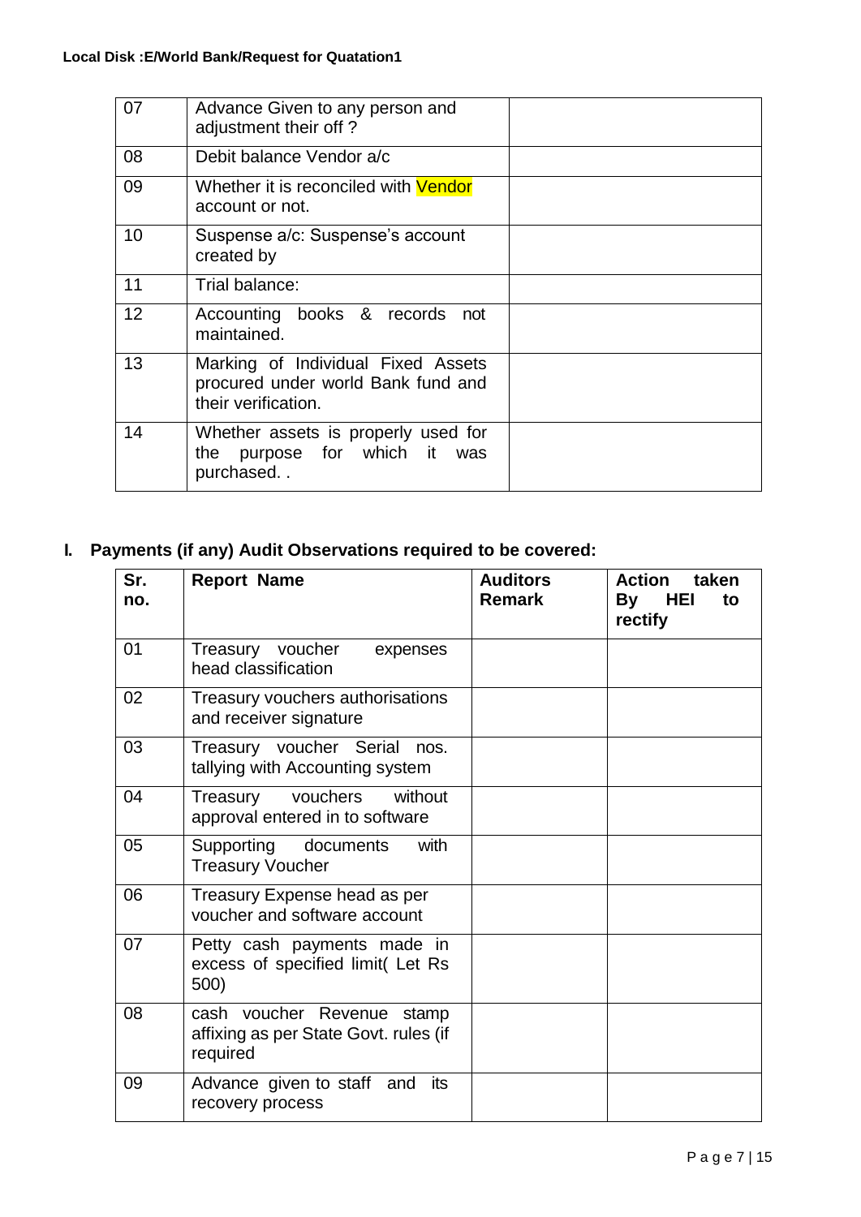| 07 | Advance Given to any person and adjustment their off ? | |
|---|---|---|
| 08 | Debit balance Vendor a/c | |
| 09 | Whether it is reconciled with Vendor account or not. | |
| 10 | Suspense a/c: Suspense's account created by | |
| 11 | Trial balance: | |
| 12 | Accounting books & records not maintained. | |
| 13 | Marking of Individual Fixed Assets procured under world Bank fund and their verification. | |
| 14 | Whether assets is properly used for the purpose for which it was purchased. . | |

## I. Payments (if any) Audit Observations required to be covered:

| Sr. no. | Report Name | Auditors Remark | Action taken By HEI to rectify |
|---|---|---|---|
| 01 | Treasury voucher expenses head classification | | |
| 02 | Treasury vouchers authorisations and receiver signature | | |
| 03 | Treasury voucher Serial nos. tallying with Accounting system | | |
| 04 | Treasury vouchers without approval entered in to software | | |
| 05 | Supporting documents with Treasury Voucher | | |
| 06 | Treasury Expense head as per voucher and software account | | |
| 07 | Petty cash payments made in excess of specified limit( Let Rs 500) | | |
| 08 | cash voucher Revenue stamp affixing as per State Govt. rules (if required | | |
| 09 | Advance given to staff and its recovery process | | |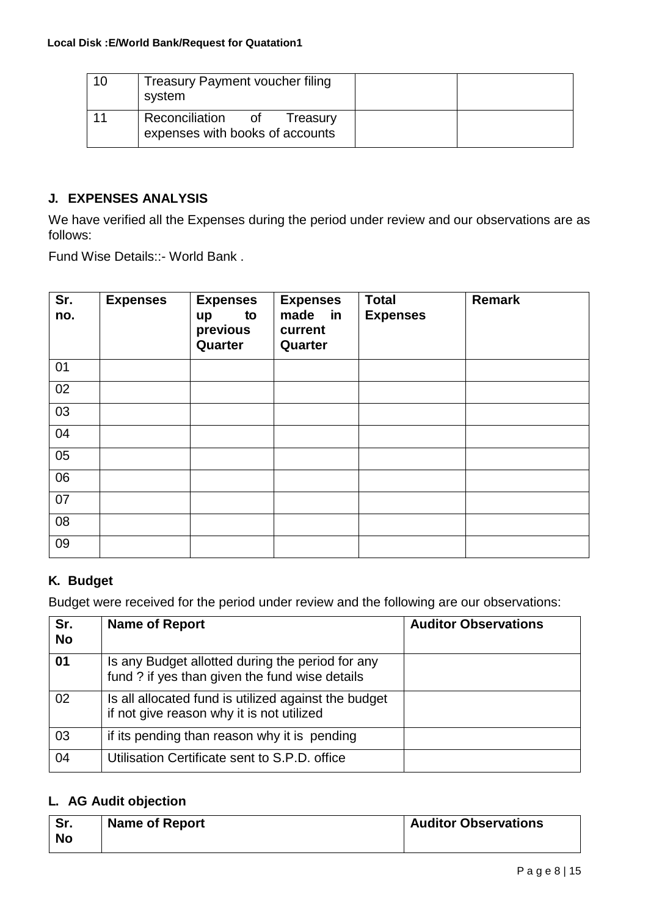| 10 | Treasury Payment voucher filing system | | |
|---|---|---|---|
| 11 | Reconciliation of Treasury expenses with books of accounts | | |

## J. EXPENSES ANALYSIS

We have verified all the Expenses during the period under review and our observations are as follows:

Fund Wise Details::- World Bank .

| Sr. no. | Expenses | Expenses up to previous Quarter | Expenses made in current Quarter | Total Expenses | Remark |
|---|---|---|---|---|---|
| 01 | | | | | |
| 02 | | | | | |
| 03 | | | | | |
| 04 | | | | | |
| 05 | | | | | |
| 06 | | | | | |
| 07 | | | | | |
| 08 | | | | | |
| 09 | | | | | |

## K. Budget

Budget were received for the period under review and the following are our observations:

| Sr. No | Name of Report | Auditor Observations |
|---|---|---|
| **01** | Is any Budget allotted during the period for any fund ? if yes than given the fund wise details | |
| 02 | Is all allocated fund is utilized against the budget if not give reason why it is not utilized | |
| 03 | if its pending than reason why it is pending | |
| 04 | Utilisation Certificate sent to S.P.D. office | |

## L. AG Audit objection

| Sr. No | Name of Report | Auditor Observations |
|---|---|---|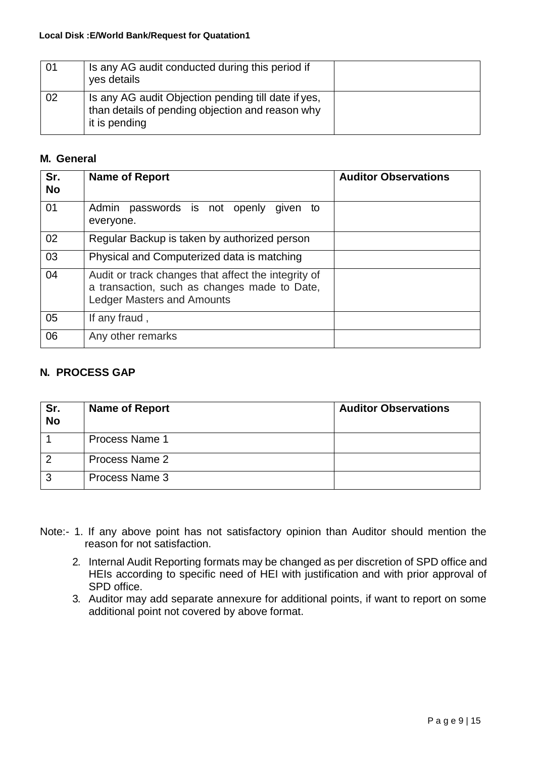| 01 | Is any AG audit conducted during this period if yes details | |
|---|---|---|
| 02 | Is any AG audit Objection pending till date if yes, than details of pending objection and reason why it is pending | |

**M. General**

| Sr. No | Name of Report | Auditor Observations |
|---|---|---|
| 01 | Admin passwords is not openly given to everyone. | |
| 02 | Regular Backup is taken by authorized person | |
| 03 | Physical and Computerized data is matching | |
| 04 | Audit or track changes that affect the integrity of a transaction, such as changes made to Date, Ledger Masters and Amounts | |
| 05 | If any fraud , | |
| 06 | Any other remarks | |

**N. PROCESS GAP**

| Sr. No | Name of Report | Auditor Observations |
|---|---|---|
| 1 | Process Name 1 | |
| 2 | Process Name 2 | |
| 3 | Process Name 3 | |

Note:- 1. If any above point has not satisfactory opinion than Auditor should mention the reason for not satisfaction.

2. Internal Audit Reporting formats may be changed as per discretion of SPD office and HEIs according to specific need of HEI with justification and with prior approval of SPD office.
3. Auditor may add separate annexure for additional points, if want to report on some additional point not covered by above format.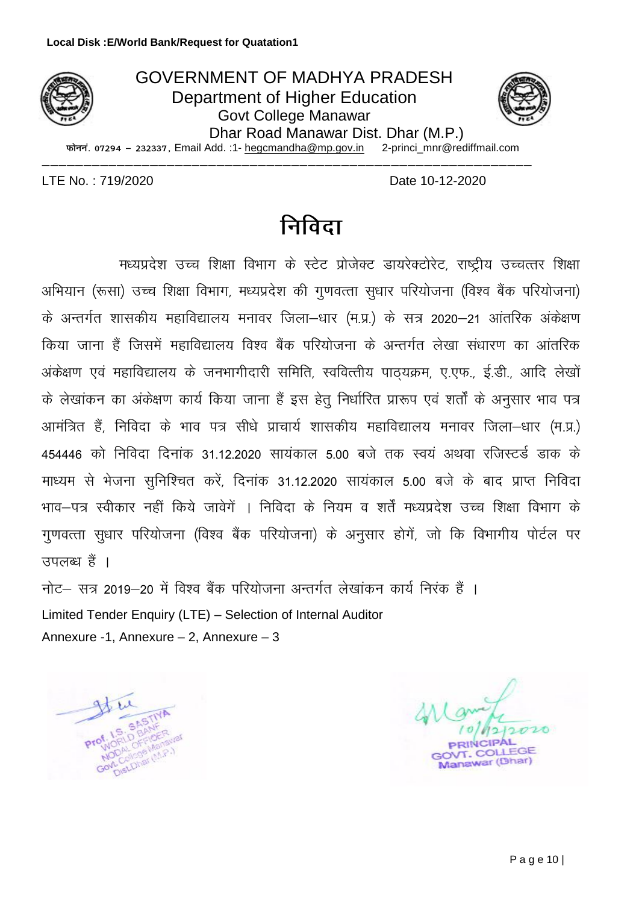Local Disk :E/World Bank/Request for Quatation1

GOVERNMENT OF MADHYA PRADESH
Department of Higher Education
Govt College Manawar
Dhar Road Manawar Dist. Dhar (M.P.)

फोननं. 07294 – 232337, Email Add. :1- hegcmandha@mp.gov.in 2-princi_mnr@rediffmail.com

---

LTE No. : 719/2020 Date 10-12-2020

# निविदा

मध्यप्रदेश उच्च शिक्षा विभाग के स्टेट प्रोजेक्ट डायरेक्टोरेट, राष्ट्रीय उच्चत्तर शिक्षा अभियान (रूसा) उच्च शिक्षा विभाग, मध्यप्रदेश की गुणवत्ता सुधार परियोजना (विश्व बैंक परियोजना) के अन्तर्गत शासकीय महाविद्यालय मनावर जिला–धार (म.प्र.) के सत्र 2020–21 आंतरिक अंकेक्षण किया जाना हैं जिसमें महाविद्यालय विश्व बैंक परियोजना के अन्तर्गत लेखा संधारण का आंतरिक अंकेक्षण एवं महाविद्यालय के जनभागीदारी समिति, स्ववित्तीय पाठ्यक्रम, ए.एफ., ई.डी., आदि लेखों के लेखांकन का अंकेक्षण कार्य किया जाना हैं इस हेतु निर्धारित प्रारूप एवं शर्तों के अनुसार भाव पत्र आमंत्रित हैं, निविदा के भाव पत्र सीधे प्राचार्य शासकीय महाविद्यालय मनावर जिला–धार (म.प्र.) 454446 को निविदा दिनांक 31.12.2020 सायंकाल 5.00 बजे तक स्वयं अथवा रजिस्टर्ड डाक के माध्यम से भेजना सुनिश्चित करें, दिनांक 31.12.2020 सायंकाल 5.00 बजे के बाद प्राप्त निविदा भाव–पत्र स्वीकार नहीं किये जावेगें । निविदा के नियम व शर्तें मध्यप्रदेश उच्च शिक्षा विभाग के गुणवत्ता सुधार परियोजना (विश्व बैंक परियोजना) के अनुसार होगें, जो कि विभागीय पोर्टल पर उपलब्ध हैं ।

नोट– सत्र 2019–20 में विश्व बैंक परियोजना अन्तर्गत लेखांकन कार्य निरंक हैं ।

Limited Tender Enquiry (LTE) – Selection of Internal Auditor

Annexure -1, Annexure – 2, Annexure – 3

Prof. I.S. SASTIYA
WORLD BANK
NODAL OFFICER
Govt. College Manawar
Dist.Dhar (M.P.)

10/12/2020
PRINCIPAL
GOVT. COLLEGE
Manawar (Dhar)